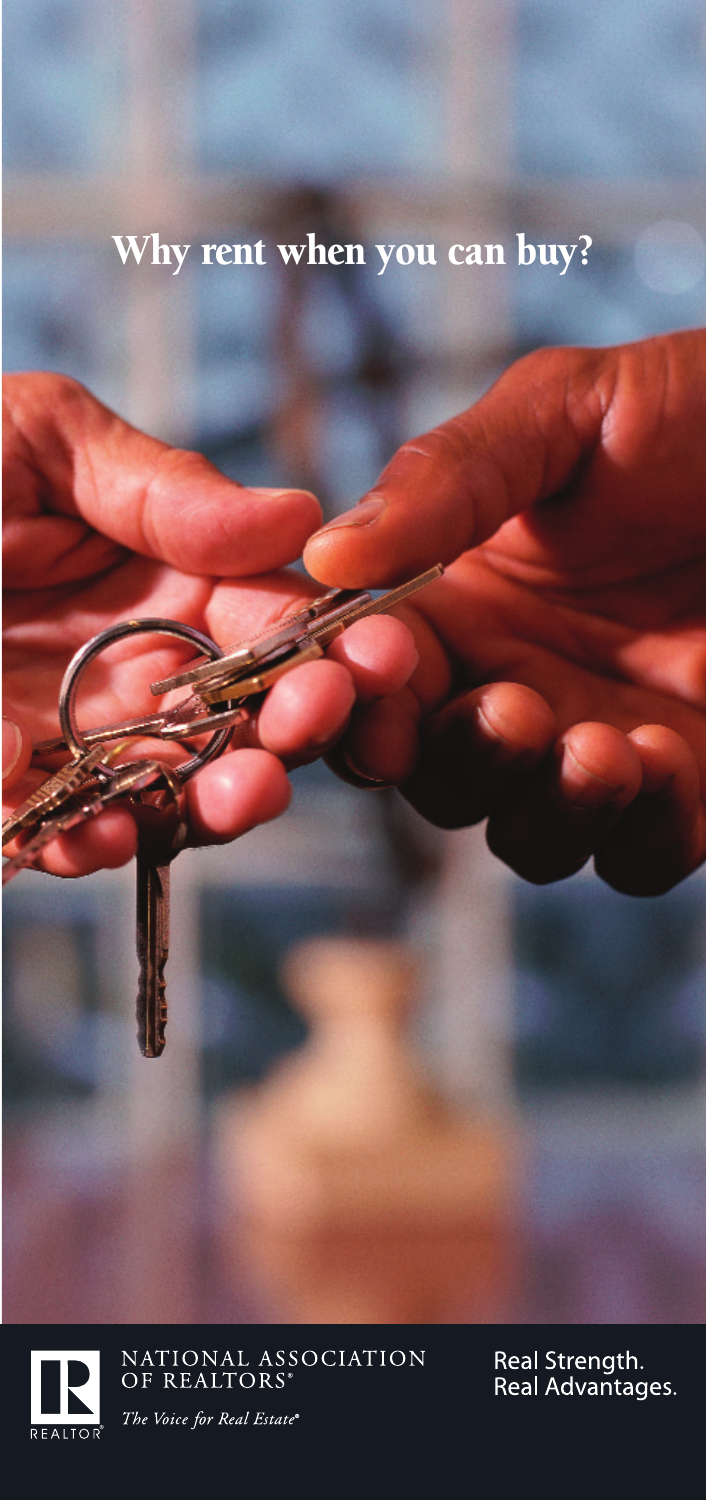# Why rent when you can buy?

NATIONAL ASSOCIATION OF REALTORS®

*The Voice for Real Estate®*

Real Strength.
Real Advantages.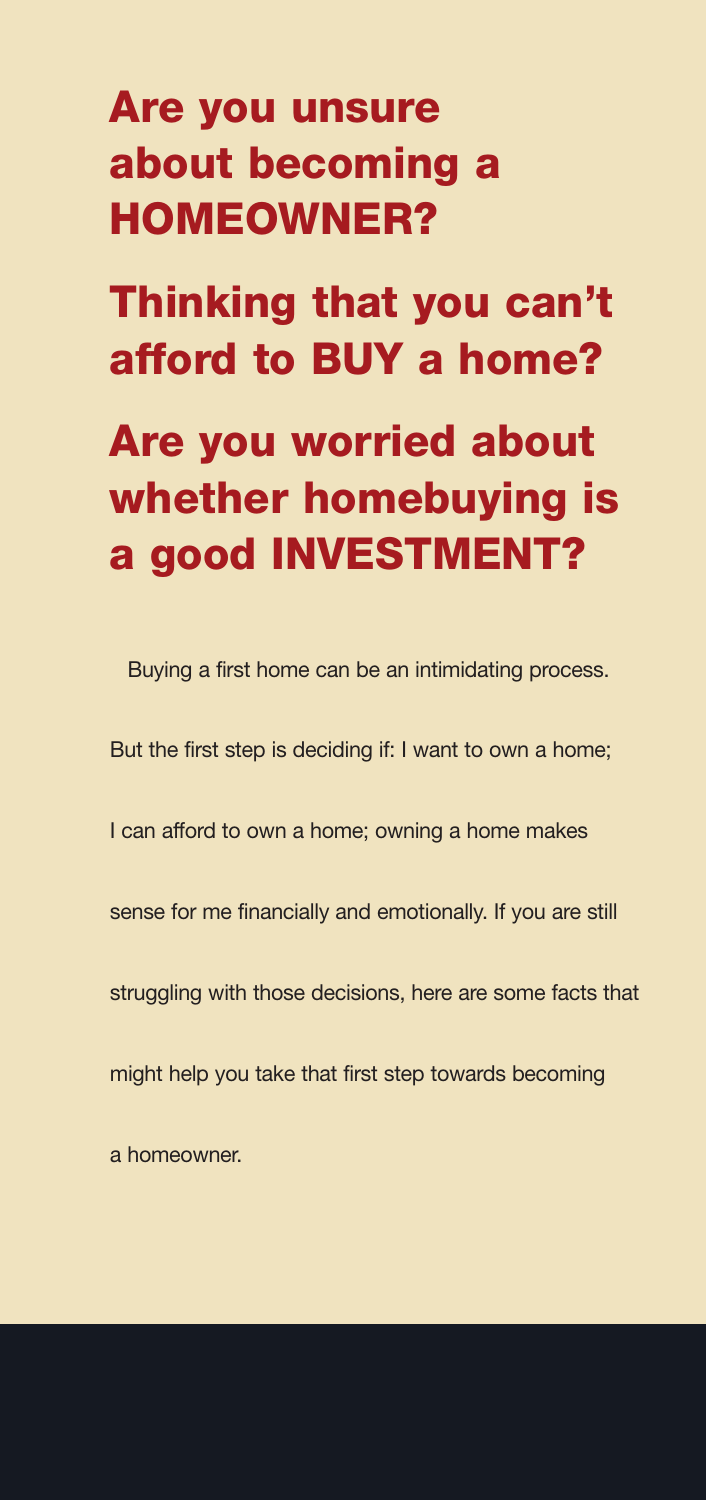## Are you unsure about becoming a HOMEOWNER?

## Thinking that you can't afford to BUY a home?

## Are you worried about whether homebuying is a good INVESTMENT?

Buying a first home can be an intimidating process. But the first step is deciding if: I want to own a home; I can afford to own a home; owning a home makes sense for me financially and emotionally. If you are still struggling with those decisions, here are some facts that might help you take that first step towards becoming a homeowner.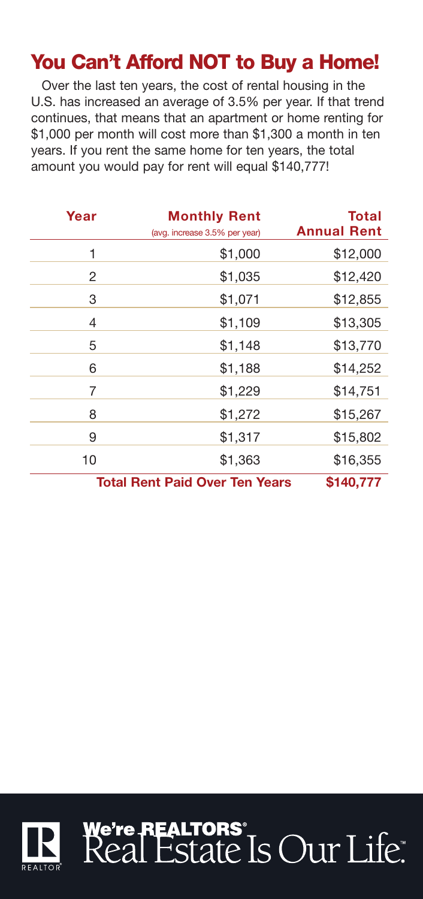## You Can't Afford NOT to Buy a Home!

Over the last ten years, the cost of rental housing in the U.S. has increased an average of 3.5% per year. If that trend continues, that means that an apartment or home renting for $1,000 per month will cost more than $1,300 a month in ten years. If you rent the same home for ten years, the total amount you would pay for rent will equal $140,777!

| Year | Monthly Rent (avg. increase 3.5% per year) | Total Annual Rent |
|---|---|---|
| 1 | $1,000 | $12,000 |
| 2 | $1,035 | $12,420 |
| 3 | $1,071 | $12,855 |
| 4 | $1,109 | $13,305 |
| 5 | $1,148 | $13,770 |
| 6 | $1,188 | $14,252 |
| 7 | $1,229 | $14,751 |
| 8 | $1,272 | $15,267 |
| 9 | $1,317 | $15,802 |
| 10 | $1,363 | $16,355 |
| **Total Rent Paid Over Ten Years** | | **$140,777** |

We're REALTORS® Real Estate Is Our Life.™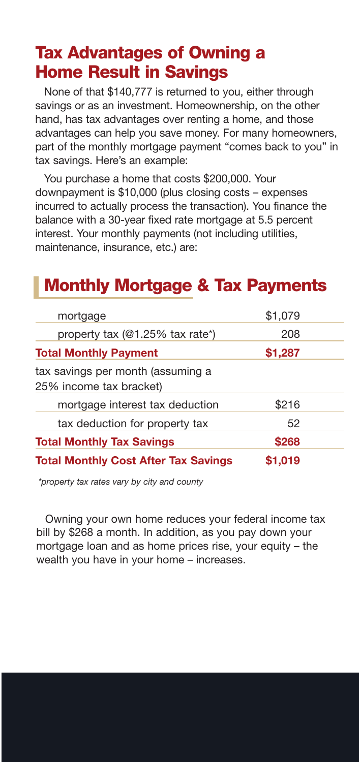## Tax Advantages of Owning a Home Result in Savings

None of that $140,777 is returned to you, either through savings or as an investment. Homeownership, on the other hand, has tax advantages over renting a home, and those advantages can help you save money. For many homeowners, part of the monthly mortgage payment "comes back to you" in tax savings. Here's an example:

You purchase a home that costs $200,000. Your downpayment is $10,000 (plus closing costs – expenses incurred to actually process the transaction). You finance the balance with a 30-year fixed rate mortgage at 5.5 percent interest. Your monthly payments (not including utilities, maintenance, insurance, etc.) are:

## Monthly Mortgage & Tax Payments

| | |
|---|---|
| mortgage | $1,079 |
| property tax (@1.25% tax rate*) | 208 |
| **Total Monthly Payment** | **$1,287** |
| tax savings per month (assuming a 25% income tax bracket) | |
| mortgage interest tax deduction | $216 |
| tax deduction for property tax | 52 |
| **Total Monthly Tax Savings** | **$268** |
| **Total Monthly Cost After Tax Savings** | **$1,019** |

*\*property tax rates vary by city and county*

Owning your own home reduces your federal income tax bill by $268 a month. In addition, as you pay down your mortgage loan and as home prices rise, your equity – the wealth you have in your home – increases.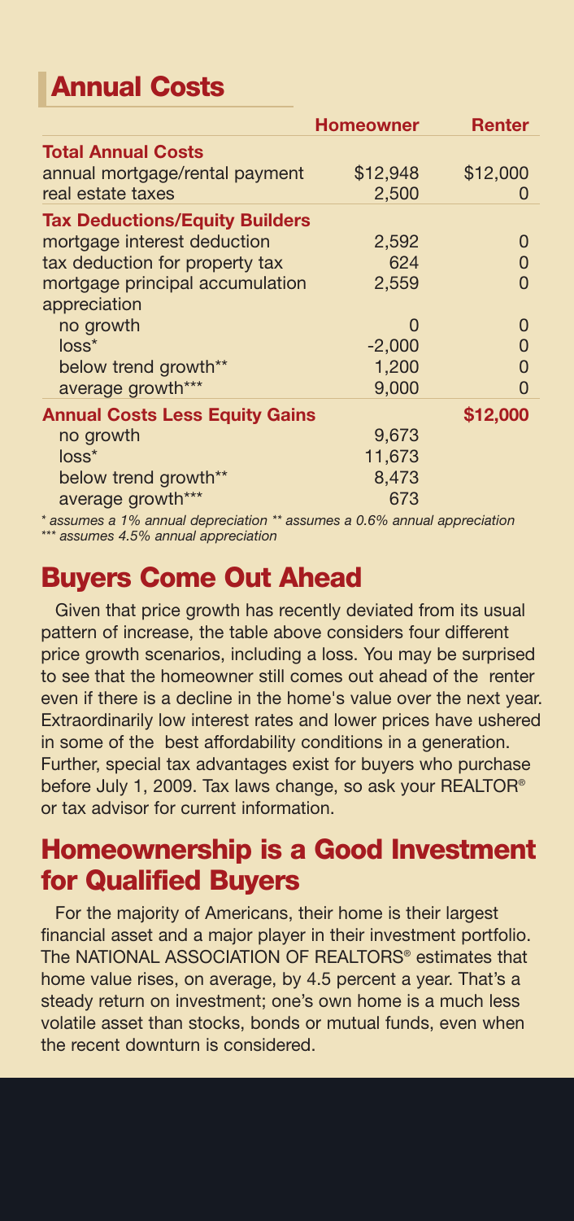## Annual Costs

| | Homeowner | Renter |
|---|---|---|
| **Total Annual Costs** | | |
| annual mortgage/rental payment | $12,948 | $12,000 |
| real estate taxes | 2,500 | 0 |
| **Tax Deductions/Equity Builders** | | |
| mortgage interest deduction | 2,592 | 0 |
| tax deduction for property tax | 624 | 0 |
| mortgage principal accumulation | 2,559 | 0 |
| appreciation | | |
| no growth | 0 | 0 |
| loss* | -2,000 | 0 |
| below trend growth** | 1,200 | 0 |
| average growth*** | 9,000 | 0 |
| **Annual Costs Less Equity Gains** | | **$12,000** |
| no growth | 9,673 | |
| loss* | 11,673 | |
| below trend growth** | 8,473 | |
| average growth*** | 673 | |

*\* assumes a 1% annual depreciation \*\* assumes a 0.6% annual appreciation*
*\*\*\* assumes 4.5% annual appreciation*

## Buyers Come Out Ahead

Given that price growth has recently deviated from its usual pattern of increase, the table above considers four different price growth scenarios, including a loss. You may be surprised to see that the homeowner still comes out ahead of the renter even if there is a decline in the home's value over the next year. Extraordinarily low interest rates and lower prices have ushered in some of the best affordability conditions in a generation. Further, special tax advantages exist for buyers who purchase before July 1, 2009. Tax laws change, so ask your REALTOR® or tax advisor for current information.

## Homeownership is a Good Investment for Qualified Buyers

For the majority of Americans, their home is their largest financial asset and a major player in their investment portfolio. The NATIONAL ASSOCIATION OF REALTORS® estimates that home value rises, on average, by 4.5 percent a year. That's a steady return on investment; one's own home is a much less volatile asset than stocks, bonds or mutual funds, even when the recent downturn is considered.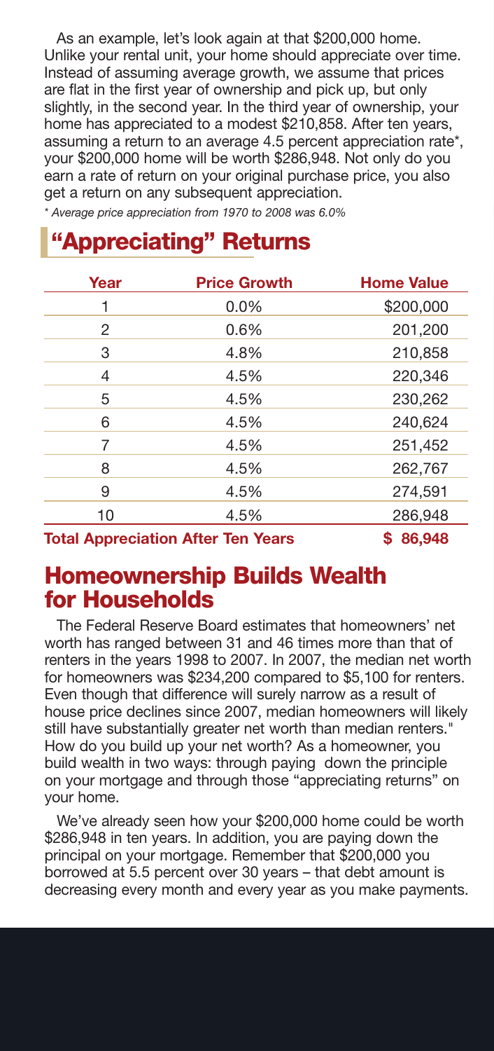As an example, let's look again at that $200,000 home. Unlike your rental unit, your home should appreciate over time. Instead of assuming average growth, we assume that prices are flat in the first year of ownership and pick up, but only slightly, in the second year. In the third year of ownership, your home has appreciated to a modest $210,858. After ten years, assuming a return to an average 4.5 percent appreciation rate*, your $200,000 home will be worth $286,948. Not only do you earn a rate of return on your original purchase price, you also get a return on any subsequent appreciation.

*\* Average price appreciation from 1970 to 2008 was 6.0%*

## "Appreciating" Returns

| Year | Price Growth | Home Value |
|---|---|---|
| 1 | 0.0% | $200,000 |
| 2 | 0.6% | 201,200 |
| 3 | 4.8% | 210,858 |
| 4 | 4.5% | 220,346 |
| 5 | 4.5% | 230,262 |
| 6 | 4.5% | 240,624 |
| 7 | 4.5% | 251,452 |
| 8 | 4.5% | 262,767 |
| 9 | 4.5% | 274,591 |
| 10 | 4.5% | 286,948 |
| **Total Appreciation After Ten Years** | | **$ 86,948** |

## Homeownership Builds Wealth for Households

The Federal Reserve Board estimates that homeowners' net worth has ranged between 31 and 46 times more than that of renters in the years 1998 to 2007. In 2007, the median net worth for homeowners was $234,200 compared to $5,100 for renters. Even though that difference will surely narrow as a result of house price declines since 2007, median homeowners will likely still have substantially greater net worth than median renters." How do you build up your net worth? As a homeowner, you build wealth in two ways: through paying down the principle on your mortgage and through those "appreciating returns" on your home.

We've already seen how your $200,000 home could be worth $286,948 in ten years. In addition, you are paying down the principal on your mortgage. Remember that $200,000 you borrowed at 5.5 percent over 30 years – that debt amount is decreasing every month and every year as you make payments.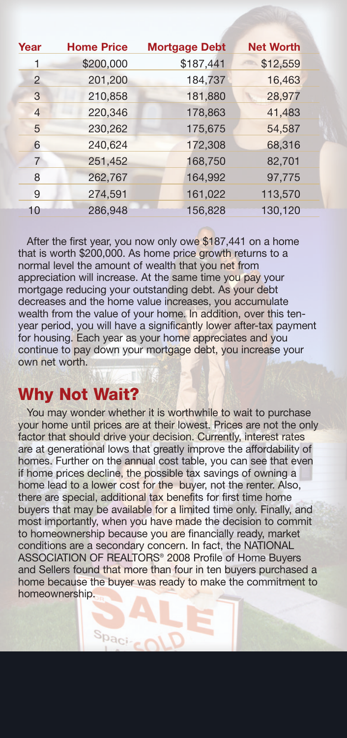| Year | Home Price | Mortgage Debt | Net Worth |
|---|---|---|---|
| 1 | $200,000 | $187,441 | $12,559 |
| 2 | 201,200 | 184,737 | 16,463 |
| 3 | 210,858 | 181,880 | 28,977 |
| 4 | 220,346 | 178,863 | 41,483 |
| 5 | 230,262 | 175,675 | 54,587 |
| 6 | 240,624 | 172,308 | 68,316 |
| 7 | 251,452 | 168,750 | 82,701 |
| 8 | 262,767 | 164,992 | 97,775 |
| 9 | 274,591 | 161,022 | 113,570 |
| 10 | 286,948 | 156,828 | 130,120 |

After the first year, you now only owe $187,441 on a home that is worth $200,000. As home price growth returns to a normal level the amount of wealth that you net from appreciation will increase. At the same time you pay your mortgage reducing your outstanding debt. As your debt decreases and the home value increases, you accumulate wealth from the value of your home. In addition, over this ten-year period, you will have a significantly lower after-tax payment for housing. Each year as your home appreciates and you continue to pay down your mortgage debt, you increase your own net worth.

## Why Not Wait?

You may wonder whether it is worthwhile to wait to purchase your home until prices are at their lowest. Prices are not the only factor that should drive your decision. Currently, interest rates are at generational lows that greatly improve the affordability of homes. Further on the annual cost table, you can see that even if home prices decline, the possible tax savings of owning a home lead to a lower cost for the buyer, not the renter. Also, there are special, additional tax benefits for first time home buyers that may be available for a limited time only. Finally, and most importantly, when you have made the decision to commit to homeownership because you are financially ready, market conditions are a secondary concern. In fact, the NATIONAL ASSOCIATION OF REALTORS® 2008 Profile of Home Buyers and Sellers found that more than four in ten buyers purchased a home because the buyer was ready to make the commitment to homeownership.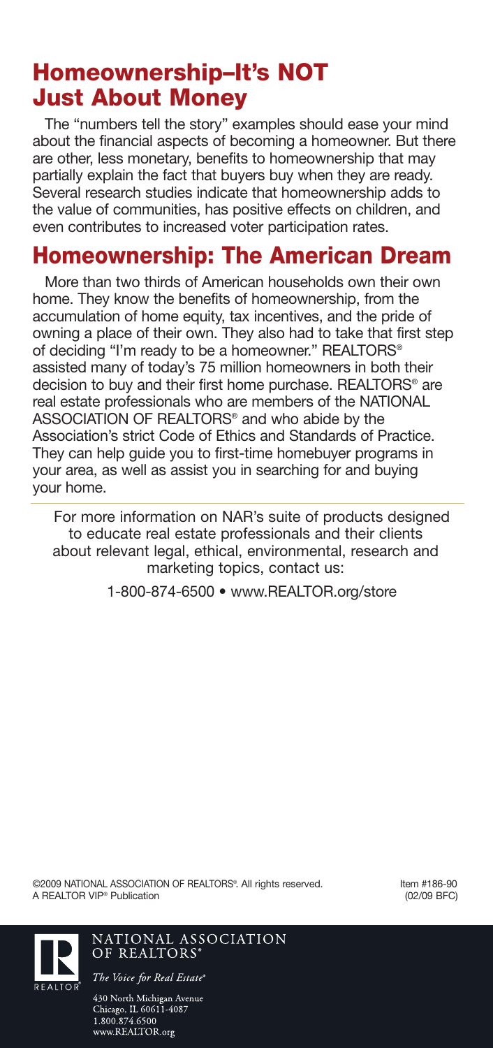## Homeownership–It's NOT Just About Money

The "numbers tell the story" examples should ease your mind about the financial aspects of becoming a homeowner. But there are other, less monetary, benefits to homeownership that may partially explain the fact that buyers buy when they are ready. Several research studies indicate that homeownership adds to the value of communities, has positive effects on children, and even contributes to increased voter participation rates.

## Homeownership: The American Dream

More than two thirds of American households own their own home. They know the benefits of homeownership, from the accumulation of home equity, tax incentives, and the pride of owning a place of their own. They also had to take that first step of deciding "I'm ready to be a homeowner." REALTORS® assisted many of today's 75 million homeowners in both their decision to buy and their first home purchase. REALTORS® are real estate professionals who are members of the NATIONAL ASSOCIATION OF REALTORS® and who abide by the Association's strict Code of Ethics and Standards of Practice. They can help guide you to first-time homebuyer programs in your area, as well as assist you in searching for and buying your home.

For more information on NAR's suite of products designed to educate real estate professionals and their clients about relevant legal, ethical, environmental, research and marketing topics, contact us:

1-800-874-6500 • www.REALTOR.org/store

©2009 NATIONAL ASSOCIATION OF REALTORS®. All rights reserved.
A REALTOR VIP® Publication

Item #186-90
(02/09 BFC)

NATIONAL ASSOCIATION OF REALTORS®

*The Voice for Real Estate®*

430 North Michigan Avenue
Chicago, IL 60611-4087
1.800.874.6500
www.REALTOR.org